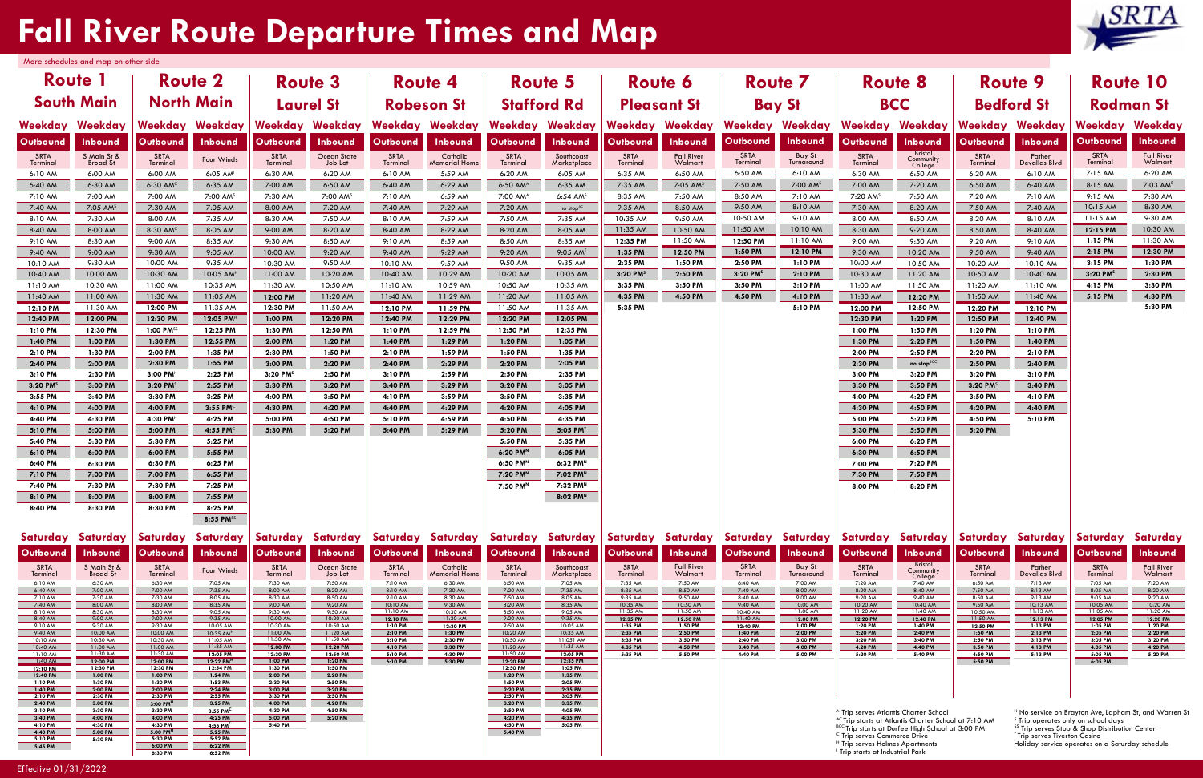# Fall River Route Departure Times and Map

More schedules and map on other side

## Route 1 – South Main

**Weekday**

| Outbound<br>SRTA Terminal | Inbound<br>S Main St & Broad St |
|---|---|
| 6:10 AM | 6:00 AM |
| 6:40 AM | 6:30 AM |
| 7:10 AM | 7:00 AM |
| 7:40 AM | 7:05 AM[S] |
| 8:10 AM | 7:30 AM |
| 8:40 AM | 8:00 AM |
| 9:10 AM | 8:30 AM |
| 9:40 AM | 9:00 AM |
| 10:10 AM | 9:30 AM |
| 10:40 AM | 10:00 AM |
| 11:10 AM | 10:30 AM |
| 11:40 AM | 11:00 AM |
| **12:10 PM** | 11:30 AM |
| **12:40 PM** | **12:00 PM** |
| **1:10 PM** | **12:30 PM** |
| **1:40 PM** | **1:00 PM** |
| **2:10 PM** | **1:30 PM** |
| **2:40 PM** | **2:00 PM** |
| **3:10 PM** | **2:30 PM** |
| **3:20 PM[S]** | **3:00 PM** |
| **3:55 PM** | **3:40 PM** |
| **4:10 PM** | **4:00 PM** |
| **4:40 PM** | **4:30 PM** |
| **5:10 PM** | **5:00 PM** |
| **5:40 PM** | **5:30 PM** |
| **6:10 PM** | **6:00 PM** |
| **6:40 PM** | **6:30 PM** |
| **7:10 PM** | **7:00 PM** |
| **7:40 PM** | **7:30 PM** |
| **8:10 PM** | **8:00 PM** |
| **8:40 PM** | **8:30 PM** |

**Saturday**

| Outbound<br>SRTA Terminal | Inbound<br>S Main St & Broad St |
|---|---|
| 6:10 AM | 6:30 AM |
| 6:40 AM | 7:00 AM |
| 7:10 AM | 7:30 AM |
| 7:40 AM | 8:00 AM |
| 8:10 AM | 8:30 AM |
| 8:40 AM | 9:00 AM |
| 9:10 AM | 9:30 AM |
| 9:40 AM | 10:00 AM |
| 10:10 AM | 10:30 AM |
| 10:40 AM | 11:00 AM |
| 11:10 AM | 11:30 AM |
| 11:40 AM | **12:00 PM** |
| **12:10 PM** | **12:30 PM** |
| **12:40 PM** | **1:00 PM** |
| **1:10 PM** | **1:30 PM** |
| **1:40 PM** | **2:00 PM** |
| **2:10 PM** | **2:30 PM** |
| **2:40 PM** | **3:00 PM** |
| **3:10 PM** | **3:30 PM** |
| **3:40 PM** | **4:00 PM** |
| **4:10 PM** | **4:30 PM** |
| **4:40 PM** | **5:00 PM** |
| **5:10 PM** | **5:30 PM** |
| **5:45 PM** | |

## Route 2 – North Main

**Weekday**

| Outbound<br>SRTA Terminal | Inbound<br>Four Winds |
|---|---|
| 6:00 AM | 6:05 AM[I] |
| 6:30 AM[C] | 6:35 AM |
| 7:00 AM | 7:00 AM[S] |
| 7:30 AM | 7:05 AM |
| 8:00 AM | 7:35 AM |
| 8:30 AM[C] | 8:05 AM |
| 9:00 AM | 8:35 AM |
| 9:30 AM | 9:05 AM |
| 10:00 AM | 9:35 AM |
| 10:30 AM | 10:05 AM[H] |
| 11:00 AM | 10:35 AM |
| 11:30 AM | 11:05 AM |
| **12:00 PM** | 11:35 AM |
| **12:30 PM** | **12:05 PM[H]** |
| **1:00 PM[SS]** | **12:25 PM** |
| **1:30 PM** | **12:55 PM** |
| **2:00 PM** | **1:25 PM** |
| **2:30 PM** | **1:55 PM** |
| **3:00 PM[I]** | **2:25 PM** |
| **3:20 PM[S]** | **2:55 PM** |
| **3:30 PM** | **3:25 PM** |
| **4:00 PM** | **3:55 PM[C]** |
| **4:30 PM[I]** | **4:25 PM** |
| **5:00 PM** | **4:55 PM[C]** |
| **5:30 PM** | **5:25 PM** |
| **6:00 PM** | **5:55 PM** |
| **6:30 PM** | **6:25 PM** |
| **7:00 PM** | **6:55 PM** |
| **7:30 PM** | **7:25 PM** |
| **8:00 PM** | **7:55 PM** |
| **8:30 PM** | **8:25 PM** |
| | **8:55 PM[SS]** |

**Saturday**

| Outbound<br>SRTA Terminal | Inbound<br>Four Winds |
|---|---|
| 6:30 AM | 7:05 AM |
| 7:00 AM | 7:35 AM |
| 7:30 AM | 8:05 AM |
| 8:00 AM | 8:35 AM |
| 8:30 AM | 9:05 AM |
| 9:00 AM | 9:35 AM |
| 9:30 AM | 10:05 AM |
| 10:00 AM | 10:35 AM[H] |
| 10:30 AM | 11:05 AM |
| 11:00 AM | 11:35 AM |
| 11:30 AM | **12:05 PM** |
| **12:00 PM** | **12:22 PM[H]** |
| **12:30 PM** | **12:54 PM** |
| **1:00 PM** | **1:24 PM** |
| **1:30 PM** | **1:53 PM** |
| **2:00 PM** | **2:24 PM** |
| **2:30 PM** | **2:55 PM** |
| **3:00 PM[H]** | **3:25 PM** |
| **3:30 PM** | **3:55 PM[C]** |
| **4:00 PM** | **4:25 PM** |
| **4:30 PM** | **4:55 PM[C]** |
| **5:00 PM[H]** | **5:25 PM** |
| **5:30 PM** | **5:52 PM** |
| **6:00 PM** | **6:22 PM** |
| **6:30 PM** | **6:52 PM** |

## Route 3 – Laurel St

**Weekday**

| Outbound<br>SRTA Terminal | Inbound<br>Ocean State Job Lot |
|---|---|
| 6:30 AM | 6:20 AM |
| 7:00 AM | 6:50 AM |
| 7:30 AM | 7:00 AM[S] |
| 8:00 AM | 7:20 AM |
| 8:30 AM | 7:50 AM |
| 9:00 AM | 8:20 AM |
| 9:30 AM | 8:50 AM |
| 10:00 AM | 9:20 AM |
| 10:30 AM | 9:50 AM |
| 11:00 AM | 10:20 AM |
| 11:30 AM | 10:50 AM |
| **12:00 PM** | 11:20 AM |
| **12:30 PM** | 11:50 AM |
| **1:00 PM** | **12:20 PM** |
| **1:30 PM** | **12:50 PM** |
| **2:00 PM** | **1:20 PM** |
| **2:30 PM** | **1:50 PM** |
| **3:00 PM** | **2:20 PM** |
| **3:20 PM[S]** | **2:50 PM** |
| **3:30 PM** | **3:20 PM** |
| **4:00 PM** | **3:50 PM** |
| **4:30 PM** | **4:20 PM** |
| **5:00 PM** | **4:50 PM** |
| **5:30 PM** | **5:20 PM** |

**Saturday**

| Outbound<br>SRTA Terminal | Inbound<br>Ocean State Job Lot |
|---|---|
| 7:30 AM | 7:50 AM |
| 8:00 AM | 8:20 AM |
| 8:30 AM | 8:50 AM |
| 9:00 AM | 9:20 AM |
| 9:30 AM | 9:50 AM |
| 10:00 AM | 10:20 AM |
| 10:30 AM | 10:50 AM |
| 11:00 AM | 11:20 AM |
| 11:30 AM | 11:50 AM |
| **12:00 PM** | **12:20 PM** |
| **12:30 PM** | **12:50 PM** |
| **1:00 PM** | **1:20 PM** |
| **1:30 PM** | **1:50 PM** |
| **2:00 PM** | **2:20 PM** |
| **2:30 PM** | **2:50 PM** |
| **3:00 PM** | **3:20 PM** |
| **3:30 PM** | **3:50 PM** |
| **4:00 PM** | **4:20 PM** |
| **4:30 PM** | **4:50 PM** |
| **5:00 PM** | **5:20 PM** |
| **5:40 PM** | |

## Route 4 – Robeson St

**Weekday**

| Outbound<br>SRTA Terminal | Inbound<br>Catholic Memorial Home |
|---|---|
| 6:10 AM | 5:59 AM |
| 6:40 AM | 6:29 AM |
| 7:10 AM | 6:59 AM |
| 7:40 AM | 7:29 AM |
| 8:10 AM | 7:59 AM |
| 8:40 AM | 8:29 AM |
| 9:10 AM | 8:59 AM |
| 9:40 AM | 9:29 AM |
| 10:10 AM | 9:59 AM |
| 10:40 AM | 10:29 AM |
| 11:10 AM | 10:59 AM |
| 11:40 AM | 11:29 AM |
| **12:10 PM** | **11:59 PM** |
| **12:40 PM** | **12:29 PM** |
| **1:10 PM** | **12:59 PM** |
| **1:40 PM** | **1:29 PM** |
| **2:10 PM** | **1:59 PM** |
| **2:40 PM** | **2:29 PM** |
| **3:10 PM** | **2:59 PM** |
| **3:40 PM** | **3:29 PM** |
| **4:10 PM** | **3:59 PM** |
| **4:40 PM** | **4:29 PM** |
| **5:10 PM** | **4:59 PM** |
| **5:40 PM** | **5:29 PM** |

**Saturday**

| Outbound<br>SRTA Terminal | Inbound<br>Catholic Memorial Home |
|---|---|
| 7:10 AM | 6:30 AM |
| 8:10 AM | 7:30 AM |
| 9:10 AM | 8:30 AM |
| 10:10 AM | 9:30 AM |
| 11:10 AM | 10:30 AM |
| **12:10 PM** | 11:30 AM |
| **1:10 PM** | **12:30 PM** |
| **2:10 PM** | **1:30 PM** |
| **3:10 PM** | **2:30 PM** |
| **4:10 PM** | **3:30 PM** |
| **5:10 PM** | **4:30 PM** |
| **6:10 PM** | **5:30 PM** |

## Route 5 – Stafford Rd

**Weekday**

| Outbound<br>SRTA Terminal | Inbound<br>Southcoast Marketplace |
|---|---|
| 6:20 AM | 6:05 AM |
| 6:50 AM[A] | 6:35 AM |
| 7:00 AM[A] | 6:54 AM[S] |
| 7:20 AM | no stop[AC] |
| 7:50 AM | 7:35 AM |
| 8:20 AM | 8:05 AM |
| 8:50 AM | 8:35 AM |
| 9:20 AM | 9:05 AM[T] |
| 9:50 AM | 9:35 AM |
| 10:20 AM | 10:05 AM |
| 10:50 AM | 10:35 AM |
| 11:20 AM | 11:05 AM |
| 11:50 AM | 11:35 AM |
| **12:20 PM** | **12:05 PM** |
| **12:50 PM** | **12:35 PM** |
| **1:20 PM** | **1:05 PM** |
| **1:50 PM** | **1:35 PM** |
| **2:20 PM** | **2:05 PM** |
| **2:50 PM** | **2:35 PM** |
| **3:20 PM** | **3:05 PM** |
| **3:50 PM** | **3:35 PM** |
| **4:20 PM** | **4:05 PM** |
| **4:50 PM** | **4:35 PM** |
| **5:20 PM** | **5:05 PM[T]** |
| **5:50 PM** | **5:35 PM** |
| **6:20 PM[N]** | **6:05 PM** |
| **6:50 PM[N]** | **6:32 PM[N]** |
| **7:20 PM[N]** | **7:02 PM[N]** |
| **7:50 PM[N]** | **7:32 PM[N]** |
| | **8:02 PM[N]** |

**Saturday**

| Outbound<br>SRTA Terminal | Inbound<br>Southcoast Marketplace |
|---|---|
| 6:50 AM | 7:05 AM |
| 7:20 AM | 7:35 AM |
| 7:50 AM | 8:05 AM |
| 8:20 AM | 8:35 AM |
| 8:50 AM | 9:05 AM |
| 9:20 AM | 9:35 AM |
| 9:50 AM | 10:05 AM |
| 10:20 AM | 10:35 AM |
| 10:50 AM | 11:05 AM |
| 11:20 AM | 11:35 AM |
| 11:50 AM | **12:05 PM** |
| **12:20 PM** | **12:35 PM** |
| **12:50 PM** | **1:05 PM** |
| **1:20 PM** | **1:35 PM** |
| **1:50 PM** | **2:05 PM** |
| **2:20 PM** | **2:35 PM** |
| **2:50 PM** | **3:05 PM** |
| **3:20 PM** | **3:35 PM** |
| **3:50 PM** | **4:05 PM** |
| **4:20 PM** | **4:35 PM** |
| **4:50 PM** | **5:05 PM** |
| **5:40 PM** | |

## Route 6 – Pleasant St

**Weekday**

| Outbound<br>SRTA Terminal | Inbound<br>Fall River Walmart |
|---|---|
| 6:35 AM | 6:50 AM |
| 7:35 AM | 7:05 AM[S] |
| 8:35 AM | 7:50 AM |
| 9:35 AM | 8:50 AM |
| 10:35 AM | 9:50 AM |
| 11:35 AM | 10:50 AM |
| **12:35 PM** | 11:50 AM |
| **1:35 PM** | **12:50 PM** |
| **2:35 PM** | **1:50 PM** |
| **3:20 PM[S]** | **2:50 PM** |
| **3:35 PM** | **3:50 PM** |
| **4:35 PM** | **4:50 PM** |
| **5:35 PM** | |

**Saturday**

| Outbound<br>SRTA Terminal | Inbound<br>Fall River Walmart |
|---|---|
| 7:35 AM | 7:50 AM |
| 8:35 AM | 8:50 AM |
| 9:35 AM | 9:50 AM |
| 10:35 AM | 10:50 AM |
| 11:35 AM | 11:50 AM |
| **12:35 PM** | **12:50 PM** |
| **1:35 PM** | **1:50 PM** |
| **2:35 PM** | **2:50 PM** |
| **3:35 PM** | **3:50 PM** |
| **4:35 PM** | **4:50 PM** |
| **5:35 PM** | **5:50 PM** |

## Route 7 – Bay St

**Weekday**

| Outbound<br>SRTA Terminal | Inbound<br>Bay St Turnaround |
|---|---|
| 6:50 AM | 6:10 AM |
| 7:50 AM | 7:00 AM[S] |
| 8:50 AM | 7:10 AM |
| 9:50 AM | 8:10 AM |
| 10:50 AM | 9:10 AM |
| 11:50 AM | 10:10 AM |
| **12:50 PM** | 11:10 AM |
| **1:50 PM** | **12:10 PM** |
| **2:50 PM** | **1:10 PM** |
| **3:20 PM[S]** | **2:10 PM** |
| **3:50 PM** | **3:10 PM** |
| **4:50 PM** | **4:10 PM** |
| | **5:10 PM** |

**Saturday**

| Outbound<br>SRTA Terminal | Inbound<br>Bay St Turnaround |
|---|---|
| 6:40 AM | 7:00 AM |
| 7:40 AM | 8:00 AM |
| 8:40 AM | 9:00 AM |
| 9:40 AM | 10:00 AM |
| 10:40 AM | 11:00 AM |
| 11:40 AM | **12:00 PM** |
| **12:40 PM** | **1:00 PM** |
| **1:40 PM** | **2:00 PM** |
| **2:40 PM** | **3:00 PM** |
| **3:40 PM** | **4:00 PM** |
| **4:40 PM** | **5:00 PM** |

## Route 8 – BCC

**Weekday**

| Outbound<br>SRTA Terminal | Inbound<br>Bristol Community College |
|---|---|
| 6:30 AM | 6:50 AM |
| 7:00 AM | 7:20 AM |
| 7:20 AM[S] | 7:50 AM |
| 7:30 AM | 8:20 AM |
| 8:00 AM | 8:50 AM |
| 8:30 AM | 9:20 AM |
| 9:00 AM | 9:50 AM |
| 9:30 AM | 10:20 AM |
| 10:00 AM | 10:50 AM |
| 10:30 AM | 11:20 AM |
| 11:00 AM | 11:50 AM |
| 11:30 AM | **12:20 PM** |
| **12:00 PM** | **12:50 PM** |
| **12:30 PM** | **1:20 PM** |
| **1:00 PM** | **1:50 PM** |
| **1:30 PM** | **2:20 PM** |
| **2:00 PM** | **2:50 PM** |
| **2:30 PM** | no stop[BCC] |
| **3:00 PM** | **3:20 PM** |
| **3:30 PM** | **3:50 PM** |
| **4:00 PM** | **4:20 PM** |
| **4:30 PM** | **4:50 PM** |
| **5:00 PM** | **5:20 PM** |
| **5:30 PM** | **5:50 PM** |
| **6:00 PM** | **6:20 PM** |
| **6:30 PM** | **6:50 PM** |
| **7:00 PM** | **7:20 PM** |
| **7:30 PM** | **7:50 PM** |
| **8:00 PM** | **8:20 PM** |

**Saturday**

| Outbound<br>SRTA Terminal | Inbound<br>Bristol Community College |
|---|---|
| 7:20 AM | 7:40 AM |
| 8:20 AM | 8:40 AM |
| 9:20 AM | 9:40 AM |
| 10:20 AM | 10:40 AM |
| 11:20 AM | 11:40 AM |
| **12:20 PM** | **12:40 PM** |
| **1:20 PM** | **1:40 PM** |
| **2:20 PM** | **2:40 PM** |
| **3:20 PM** | **3:40 PM** |
| **4:20 PM** | **4:40 PM** |
| **5:20 PM** | **5:40 PM** |

## Route 9 – Bedford St

**Weekday**

| Outbound<br>SRTA Terminal | Inbound<br>Father Devallas Blvd |
|---|---|
| 6:20 AM | 6:10 AM |
| 6:50 AM | 6:40 AM |
| 7:20 AM | 7:10 AM |
| 7:50 AM | 7:40 AM |
| 8:20 AM | 8:10 AM |
| 8:50 AM | 8:40 AM |
| 9:20 AM | 9:10 AM |
| 9:50 AM | 9:40 AM |
| 10:20 AM | 10:10 AM |
| 10:50 AM | 10:40 AM |
| 11:20 AM | 11:10 AM |
| 11:50 AM | 11:40 AM |
| **12:20 PM** | **12:10 PM** |
| **12:50 PM** | **12:40 PM** |
| **1:20 PM** | **1:10 PM** |
| **1:50 PM** | **1:40 PM** |
| **2:20 PM** | **2:10 PM** |
| **2:50 PM** | **2:40 PM** |
| **3:20 PM** | **3:10 PM** |
| **3:20 PM[S]** | **3:40 PM** |
| **3:50 PM** | **4:10 PM** |
| **4:20 PM** | **4:40 PM** |
| **4:50 PM** | **5:10 PM** |
| **5:20 PM** | |

**Saturday**

| Outbound<br>SRTA Terminal | Inbound<br>Father Devallas Blvd |
|---|---|
| 6:50 AM | 7:13 AM |
| 7:50 AM | 8:13 AM |
| 8:50 AM | 9:13 AM |
| 9:50 AM | 10:13 AM |
| 10:50 AM | 11:13 AM |
| 11:50 AM | **12:13 PM** |
| **12:50 PM** | **1:13 PM** |
| **1:50 PM** | **2:13 PM** |
| **2:50 PM** | **3:13 PM** |
| **3:50 PM** | **4:13 PM** |
| **4:50 PM** | **5:13 PM** |
| **5:50 PM** | |

## Route 10 – Rodman St

**Weekday**

| Outbound<br>SRTA Terminal | Inbound<br>Fall River Walmart |
|---|---|
| 7:15 AM | 6:20 AM |
| 8:15 AM | 7:03 AM[S] |
| 9:15 AM | 7:30 AM |
| 10:15 AM | 8:30 AM |
| 11:15 AM | 9:30 AM |
| **12:15 PM** | 10:30 AM |
| **1:15 PM** | 11:30 AM |
| **2:15 PM** | **12:30 PM** |
| **3:15 PM** | **1:30 PM** |
| **3:20 PM[S]** | **2:30 PM** |
| **4:15 PM** | **3:30 PM** |
| **5:15 PM** | **4:30 PM** |
| | **5:30 PM** |

**Saturday**

| Outbound<br>SRTA Terminal | Inbound<br>Fall River Walmart |
|---|---|
| 7:05 AM | 7:20 AM |
| 8:05 AM | 8:20 AM |
| 9:05 AM | 9:20 AM |
| 10:05 AM | 10:20 AM |
| 11:05 AM | 11:20 AM |
| **12:05 PM** | **12:20 PM** |
| **1:05 PM** | **1:20 PM** |
| **2:05 PM** | **2:20 PM** |
| **3:05 PM** | **3:20 PM** |
| **4:05 PM** | **4:20 PM** |
| **5:05 PM** | **5:20 PM** |
| **6:05 PM** | |

[A] Trip serves Atlantis Charter School
[AC] Trip starts at Atlantis Charter School at 7:10 AM
[BCC] Trip starts at Durfee High School at 3:00 PM
[C] Trip serves Commerce Drive
[H] Trip serves Holmes Apartments
[I] Trip starts at Industrial Park

[N] No service on Brayton Ave, Lapham St, and Warren St
[S] Trip operates only on school days
[SS] Trip serves Stop & Shop Distribution Center
[T] Trip serves Tiverton Casino
Holiday service operates on a Saturday schedule

Effective 01/31/2022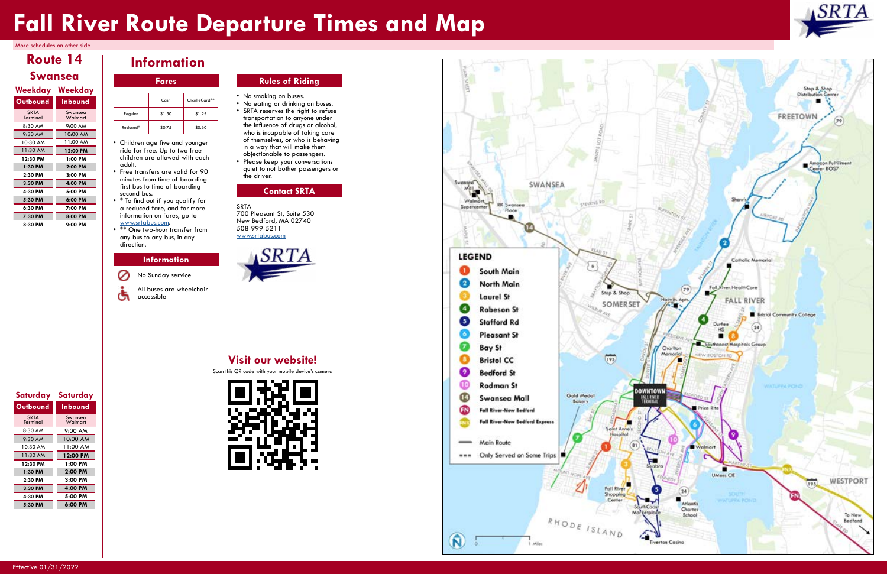# Fall River Route Departure Times and Map

More schedules on other side

## Route 14

### Swansea

**Weekday**

| Outbound | Inbound |
|---|---|
| SRTA Terminal | Swansea Walmart |
| 8:30 AM | 9:00 AM |
| 9:30 AM | 10:00 AM |
| 10:30 AM | 11:00 AM |
| 11:30 AM | 12:00 PM |
| 12:30 PM | 1:00 PM |
| 1:30 PM | 2:00 PM |
| 2:30 PM | 3:00 PM |
| 3:30 PM | 4:00 PM |
| 4:30 PM | 5:00 PM |
| 5:30 PM | 6:00 PM |
| 6:30 PM | 7:00 PM |
| 7:30 PM | 8:00 PM |
| 8:30 PM | 9:00 PM |

**Saturday**

| Outbound | Inbound |
|---|---|
| SRTA Terminal | Swansea Walmart |
| 8:30 AM | 9:00 AM |
| 9:30 AM | 10:00 AM |
| 10:30 AM | 11:00 AM |
| 11:30 AM | 12:00 PM |
| 12:30 PM | 1:00 PM |
| 1:30 PM | 2:00 PM |
| 2:30 PM | 3:00 PM |
| 3:30 PM | 4:00 PM |
| 4:30 PM | 5:00 PM |
| 5:30 PM | 6:00 PM |

## Information

### Fares

| | Cash | CharlieCard** |
|---|---|---|
| Regular | $1.50 | $1.25 |
| Reduced* | $0.75 | $0.60 |

- Children age five and younger ride for free. Up to two free children are allowed with each adult.
- Free transfers are valid for 90 minutes from time of boarding first bus to time of boarding second bus.
- * To find out if you qualify for a reduced fare, and for more information on fares, go to www.srtabus.com.
- ** One two-hour transfer from any bus to any bus, in any direction.

### Information

- No Sunday service
- All buses are wheelchair accessible

### Rules of Riding

- No smoking on buses.
- No eating or drinking on buses.
- SRTA reserves the right to refuse transportation to anyone under the influence of drugs or alcohol, who is incapable of taking care of themselves, or who is behaving in a way that will make them objectionable to passengers.
- Please keep your conversations quiet to not bother passengers or the driver.

### Contact SRTA

SRTA
700 Pleasant St, Suite 530
New Bedford, MA 02740
508-999-5211
www.srtabus.com

## Visit our website!

Scan this QR code with your mobile device's camera

LEGEND
1 South Main
2 North Main
3 Laurel St
4 Robeson St
5 Stafford Rd
6 Pleasant St
7 Bay St
8 Bristol CC
9 Bedford St
10 Rodman St
14 Swansea Mall
FN Fall River-New Bedford
FNX Fall River-New Bedford Express
Main Route
Only Served on Some Trips

Effective 01/31/2022